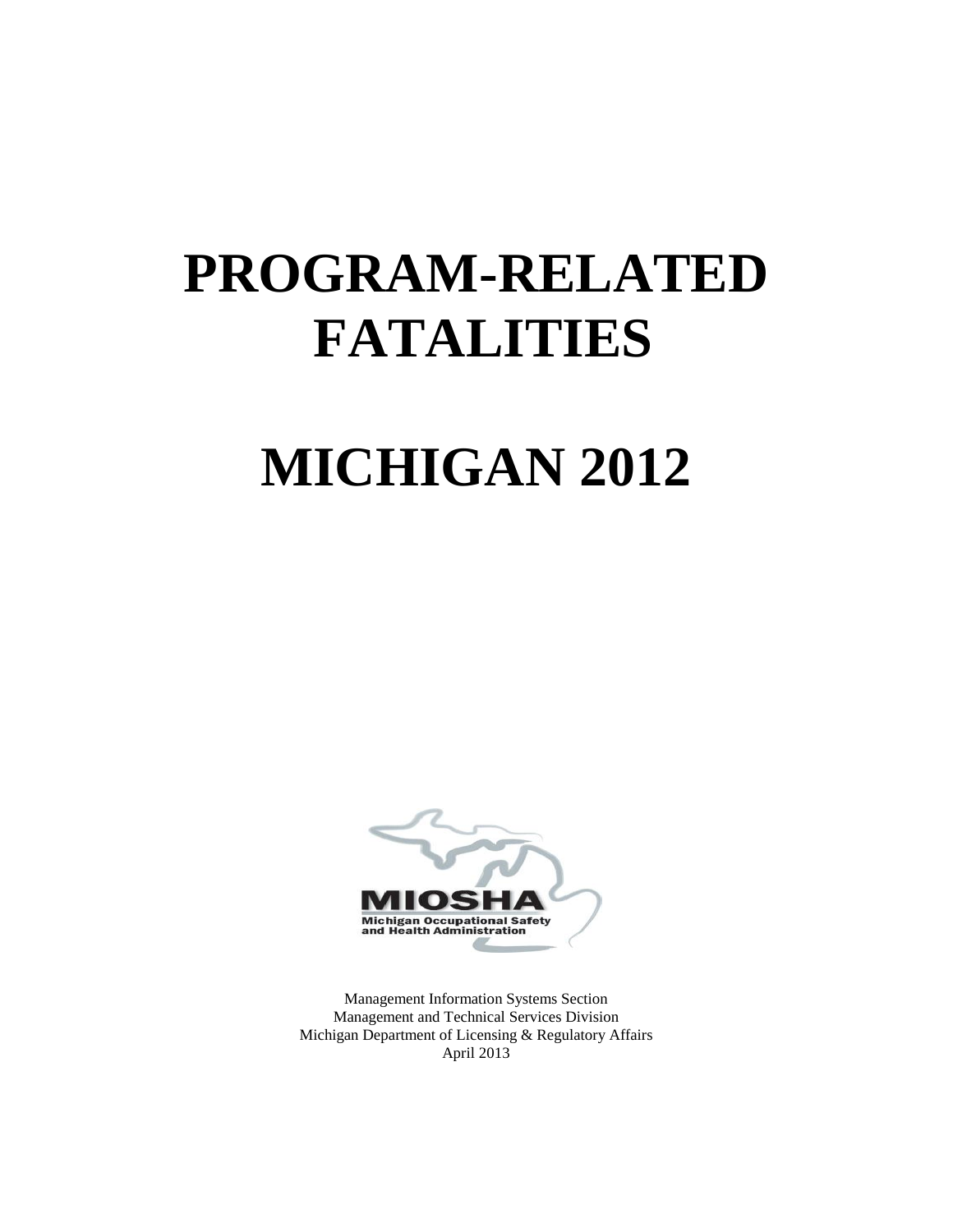# PROGRAM-RELATED FATALITIES

# MICHIGAN 2012

MIOSHA
Michigan Occupational Safety and Health Administration

Management Information Systems Section
Management and Technical Services Division
Michigan Department of Licensing & Regulatory Affairs
April 2013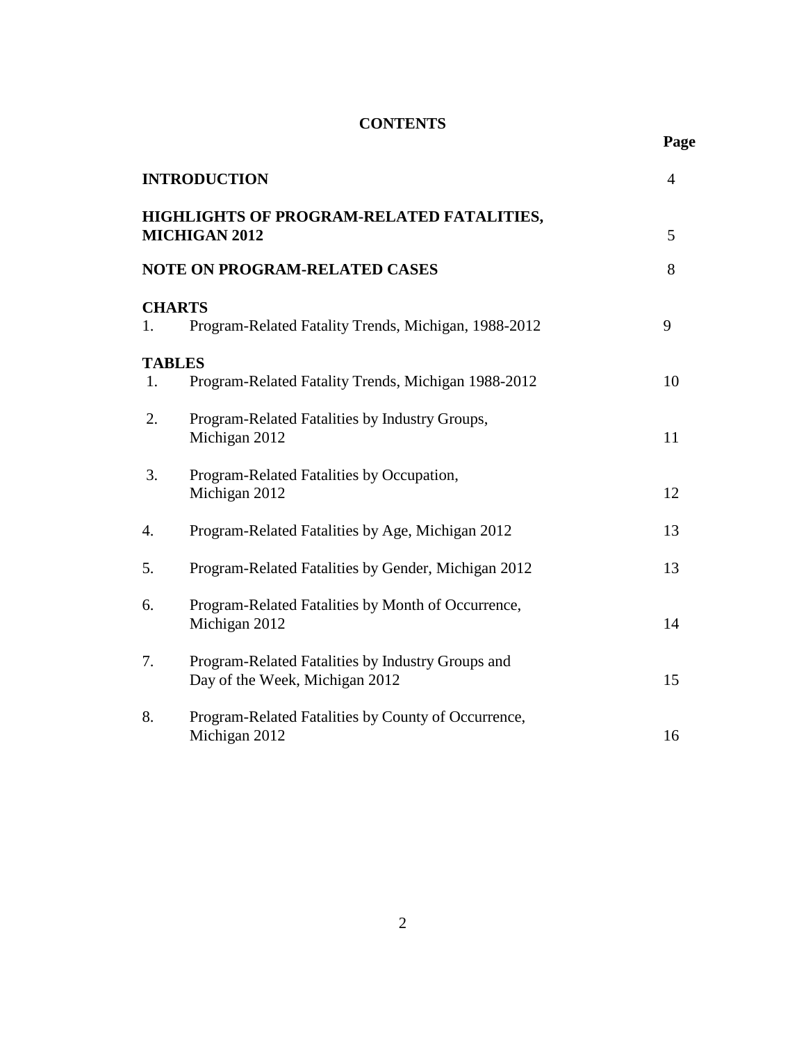# CONTENTS

| | | Page |
|---|---|---|
| **INTRODUCTION** | | 4 |
| **HIGHLIGHTS OF PROGRAM-RELATED FATALITIES, MICHIGAN 2012** | | 5 |
| **NOTE ON PROGRAM-RELATED CASES** | | 8 |
| **CHARTS** | | |
| 1. | Program-Related Fatality Trends, Michigan, 1988-2012 | 9 |
| **TABLES** | | |
| 1. | Program-Related Fatality Trends, Michigan 1988-2012 | 10 |
| 2. | Program-Related Fatalities by Industry Groups, Michigan 2012 | 11 |
| 3. | Program-Related Fatalities by Occupation, Michigan 2012 | 12 |
| 4. | Program-Related Fatalities by Age, Michigan 2012 | 13 |
| 5. | Program-Related Fatalities by Gender, Michigan 2012 | 13 |
| 6. | Program-Related Fatalities by Month of Occurrence, Michigan 2012 | 14 |
| 7. | Program-Related Fatalities by Industry Groups and Day of the Week, Michigan 2012 | 15 |
| 8. | Program-Related Fatalities by County of Occurrence, Michigan 2012 | 16 |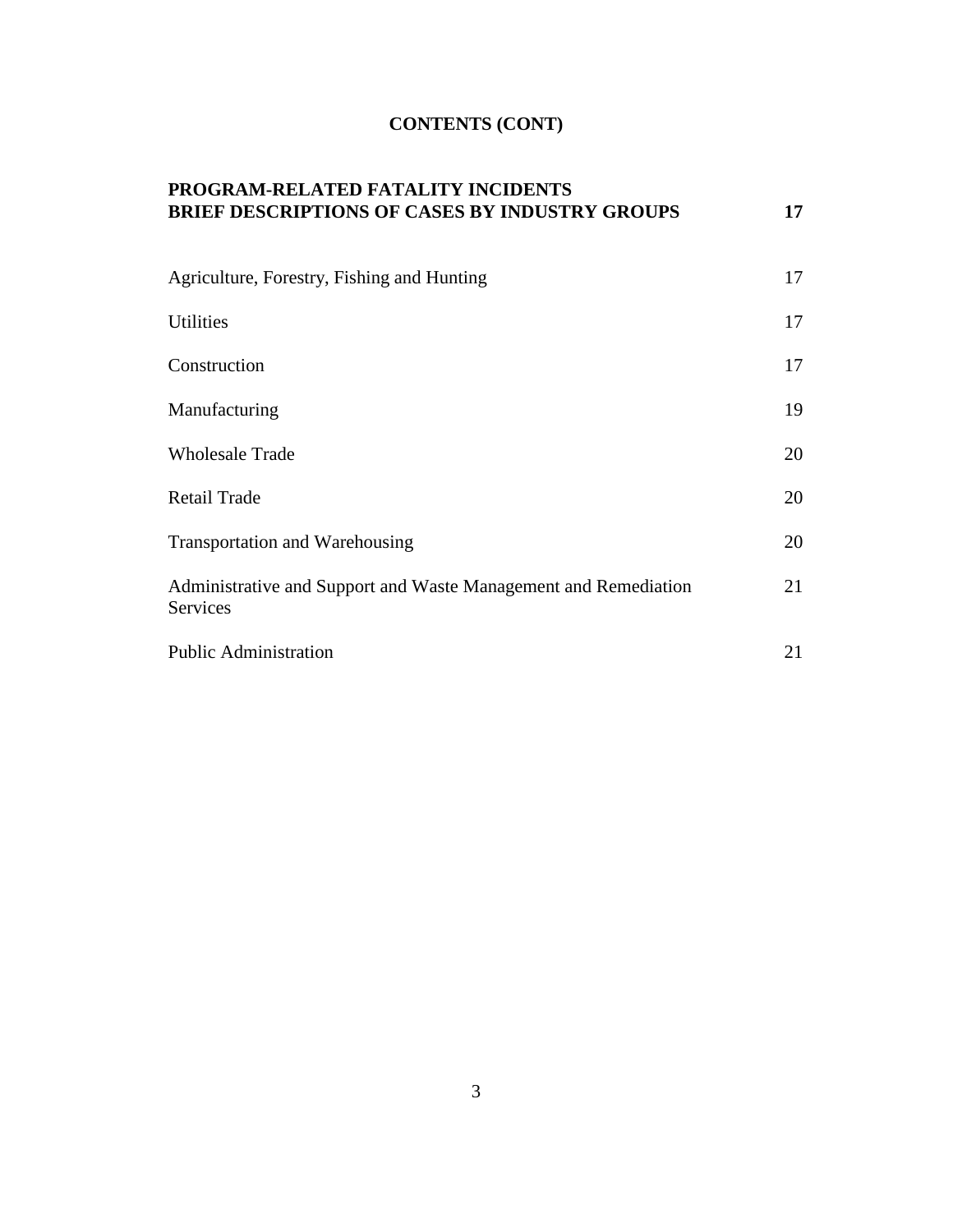# CONTENTS (CONT)

| | |
|---|---|
| **PROGRAM-RELATED FATALITY INCIDENTS BRIEF DESCRIPTIONS OF CASES BY INDUSTRY GROUPS** | **17** |
| Agriculture, Forestry, Fishing and Hunting | 17 |
| Utilities | 17 |
| Construction | 17 |
| Manufacturing | 19 |
| Wholesale Trade | 20 |
| Retail Trade | 20 |
| Transportation and Warehousing | 20 |
| Administrative and Support and Waste Management and Remediation Services | 21 |
| Public Administration | 21 |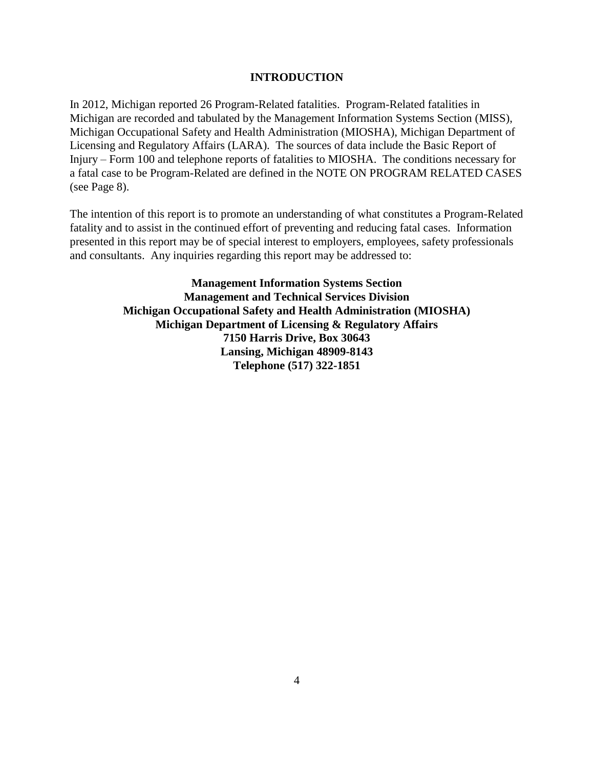# INTRODUCTION

In 2012, Michigan reported 26 Program-Related fatalities. Program-Related fatalities in Michigan are recorded and tabulated by the Management Information Systems Section (MISS), Michigan Occupational Safety and Health Administration (MIOSHA), Michigan Department of Licensing and Regulatory Affairs (LARA). The sources of data include the Basic Report of Injury – Form 100 and telephone reports of fatalities to MIOSHA. The conditions necessary for a fatal case to be Program-Related are defined in the NOTE ON PROGRAM RELATED CASES (see Page 8).

The intention of this report is to promote an understanding of what constitutes a Program-Related fatality and to assist in the continued effort of preventing and reducing fatal cases. Information presented in this report may be of special interest to employers, employees, safety professionals and consultants. Any inquiries regarding this report may be addressed to:

**Management Information Systems Section**
**Management and Technical Services Division**
**Michigan Occupational Safety and Health Administration (MIOSHA)**
**Michigan Department of Licensing & Regulatory Affairs**
**7150 Harris Drive, Box 30643**
**Lansing, Michigan 48909-8143**
**Telephone (517) 322-1851**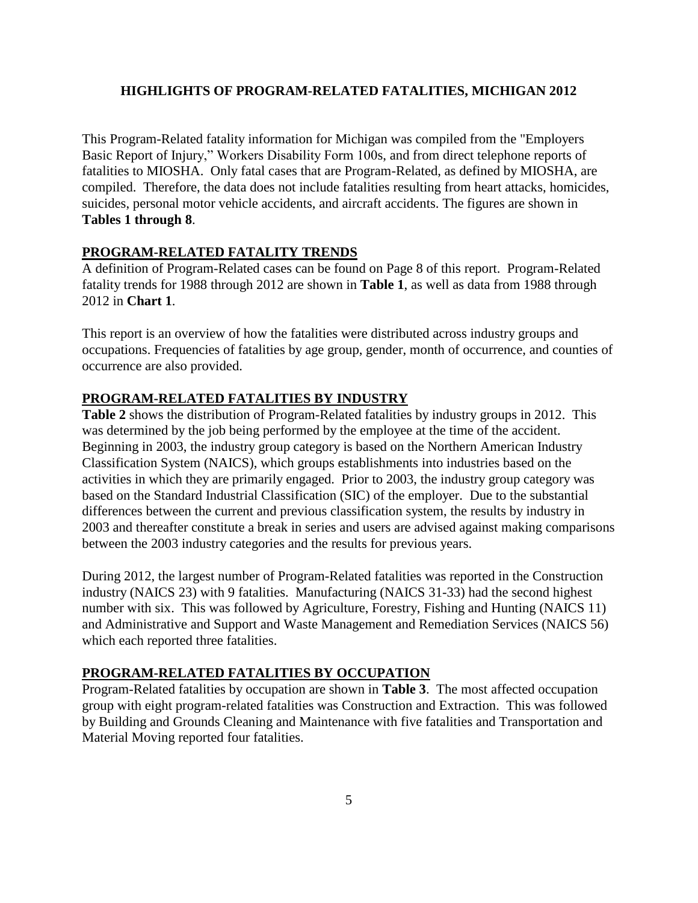# HIGHLIGHTS OF PROGRAM-RELATED FATALITIES, MICHIGAN 2012

This Program-Related fatality information for Michigan was compiled from the "Employers Basic Report of Injury," Workers Disability Form 100s, and from direct telephone reports of fatalities to MIOSHA. Only fatal cases that are Program-Related, as defined by MIOSHA, are compiled. Therefore, the data does not include fatalities resulting from heart attacks, homicides, suicides, personal motor vehicle accidents, and aircraft accidents. The figures are shown in **Tables 1 through 8**.

## PROGRAM-RELATED FATALITY TRENDS

A definition of Program-Related cases can be found on Page 8 of this report. Program-Related fatality trends for 1988 through 2012 are shown in **Table 1**, as well as data from 1988 through 2012 in **Chart 1**.

This report is an overview of how the fatalities were distributed across industry groups and occupations. Frequencies of fatalities by age group, gender, month of occurrence, and counties of occurrence are also provided.

## PROGRAM-RELATED FATALITIES BY INDUSTRY

**Table 2** shows the distribution of Program-Related fatalities by industry groups in 2012. This was determined by the job being performed by the employee at the time of the accident. Beginning in 2003, the industry group category is based on the Northern American Industry Classification System (NAICS), which groups establishments into industries based on the activities in which they are primarily engaged. Prior to 2003, the industry group category was based on the Standard Industrial Classification (SIC) of the employer. Due to the substantial differences between the current and previous classification system, the results by industry in 2003 and thereafter constitute a break in series and users are advised against making comparisons between the 2003 industry categories and the results for previous years.

During 2012, the largest number of Program-Related fatalities was reported in the Construction industry (NAICS 23) with 9 fatalities. Manufacturing (NAICS 31-33) had the second highest number with six. This was followed by Agriculture, Forestry, Fishing and Hunting (NAICS 11) and Administrative and Support and Waste Management and Remediation Services (NAICS 56) which each reported three fatalities.

## PROGRAM-RELATED FATALITIES BY OCCUPATION

Program-Related fatalities by occupation are shown in **Table 3**. The most affected occupation group with eight program-related fatalities was Construction and Extraction. This was followed by Building and Grounds Cleaning and Maintenance with five fatalities and Transportation and Material Moving reported four fatalities.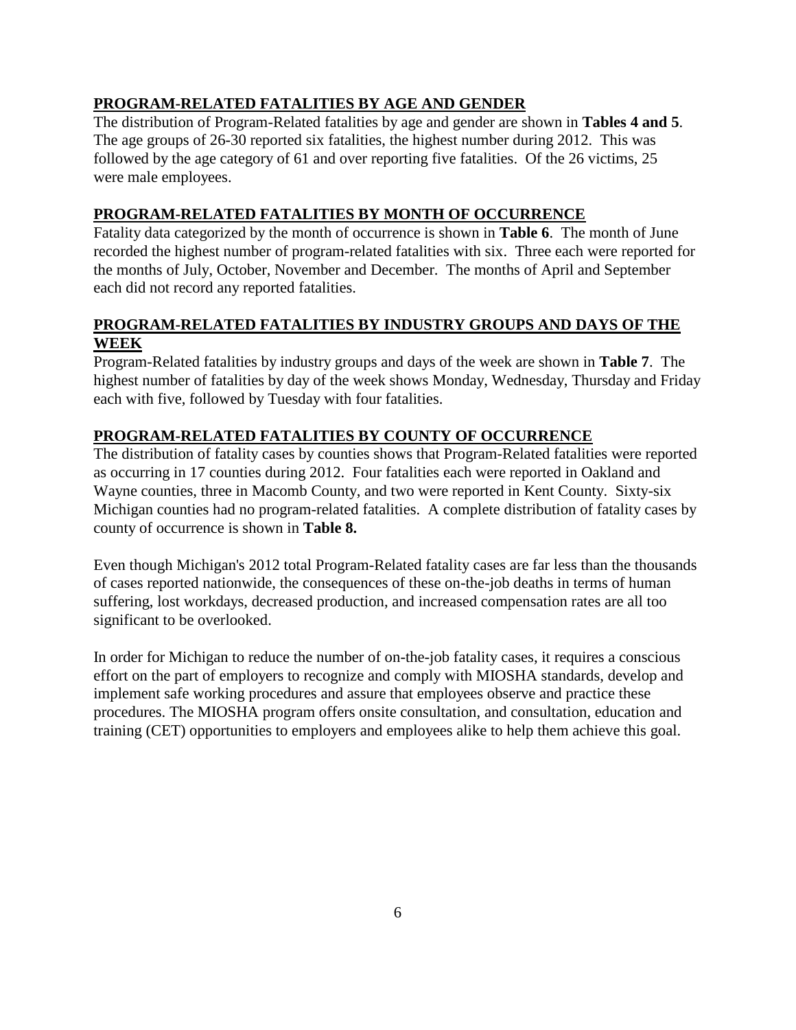## PROGRAM-RELATED FATALITIES BY AGE AND GENDER

The distribution of Program-Related fatalities by age and gender are shown in **Tables 4 and 5**. The age groups of 26-30 reported six fatalities, the highest number during 2012. This was followed by the age category of 61 and over reporting five fatalities. Of the 26 victims, 25 were male employees.

## PROGRAM-RELATED FATALITIES BY MONTH OF OCCURRENCE

Fatality data categorized by the month of occurrence is shown in **Table 6**. The month of June recorded the highest number of program-related fatalities with six. Three each were reported for the months of July, October, November and December. The months of April and September each did not record any reported fatalities.

## PROGRAM-RELATED FATALITIES BY INDUSTRY GROUPS AND DAYS OF THE WEEK

Program-Related fatalities by industry groups and days of the week are shown in **Table 7**. The highest number of fatalities by day of the week shows Monday, Wednesday, Thursday and Friday each with five, followed by Tuesday with four fatalities.

## PROGRAM-RELATED FATALITIES BY COUNTY OF OCCURRENCE

The distribution of fatality cases by counties shows that Program-Related fatalities were reported as occurring in 17 counties during 2012. Four fatalities each were reported in Oakland and Wayne counties, three in Macomb County, and two were reported in Kent County. Sixty-six Michigan counties had no program-related fatalities. A complete distribution of fatality cases by county of occurrence is shown in **Table 8.**

Even though Michigan's 2012 total Program-Related fatality cases are far less than the thousands of cases reported nationwide, the consequences of these on-the-job deaths in terms of human suffering, lost workdays, decreased production, and increased compensation rates are all too significant to be overlooked.

In order for Michigan to reduce the number of on-the-job fatality cases, it requires a conscious effort on the part of employers to recognize and comply with MIOSHA standards, develop and implement safe working procedures and assure that employees observe and practice these procedures. The MIOSHA program offers onsite consultation, and consultation, education and training (CET) opportunities to employers and employees alike to help them achieve this goal.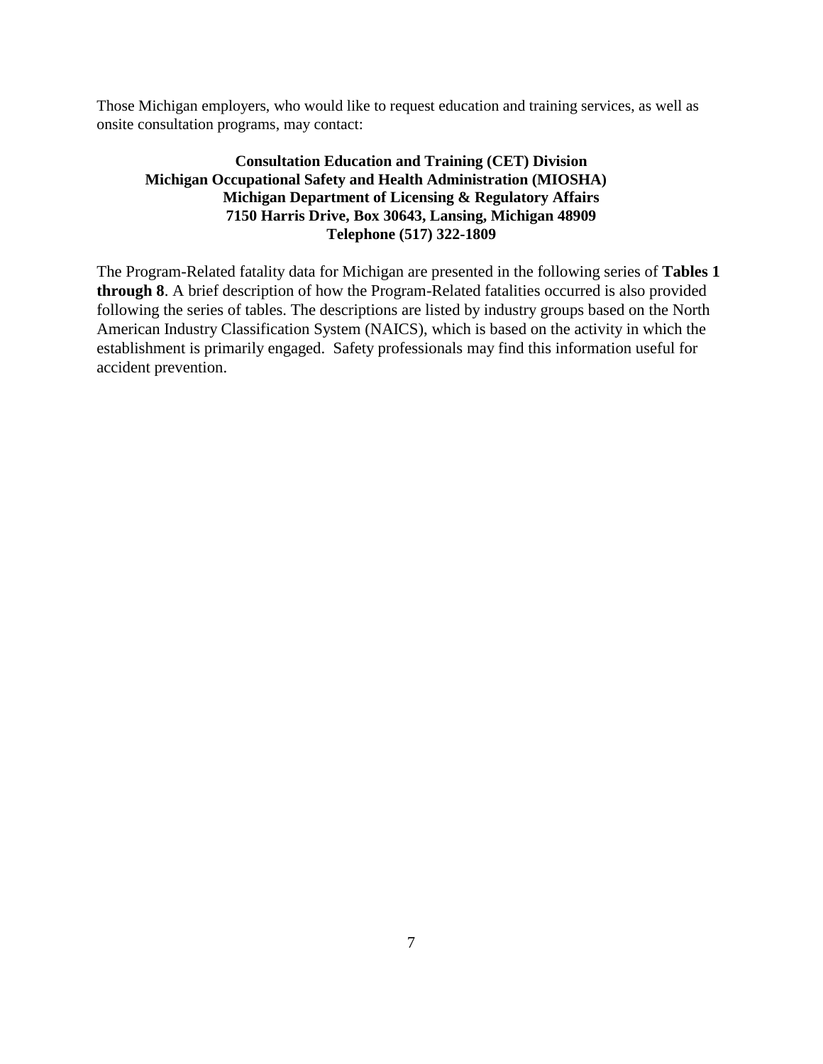Those Michigan employers, who would like to request education and training services, as well as onsite consultation programs, may contact:

**Consultation Education and Training (CET) Division**
**Michigan Occupational Safety and Health Administration (MIOSHA)**
**Michigan Department of Licensing & Regulatory Affairs**
**7150 Harris Drive, Box 30643, Lansing, Michigan 48909**
**Telephone (517) 322-1809**

The Program-Related fatality data for Michigan are presented in the following series of **Tables 1 through 8**. A brief description of how the Program-Related fatalities occurred is also provided following the series of tables. The descriptions are listed by industry groups based on the North American Industry Classification System (NAICS), which is based on the activity in which the establishment is primarily engaged. Safety professionals may find this information useful for accident prevention.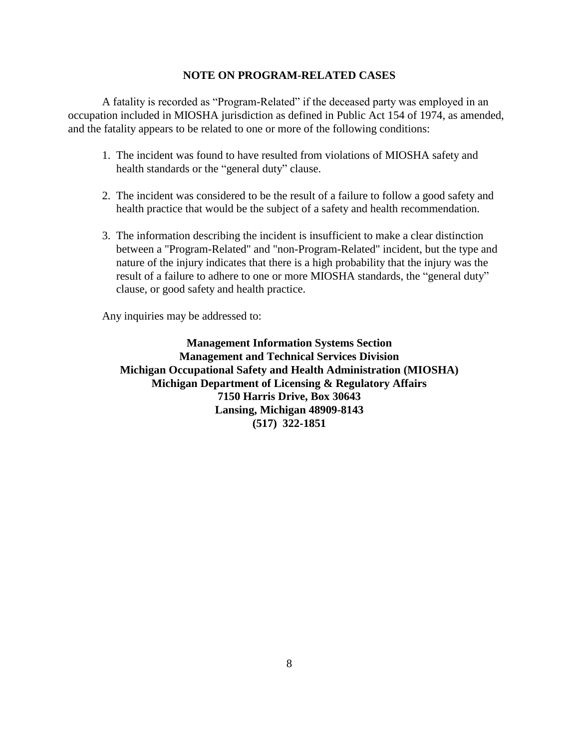## NOTE ON PROGRAM-RELATED CASES

A fatality is recorded as "Program-Related" if the deceased party was employed in an occupation included in MIOSHA jurisdiction as defined in Public Act 154 of 1974, as amended, and the fatality appears to be related to one or more of the following conditions:

1. The incident was found to have resulted from violations of MIOSHA safety and health standards or the "general duty" clause.

2. The incident was considered to be the result of a failure to follow a good safety and health practice that would be the subject of a safety and health recommendation.

3. The information describing the incident is insufficient to make a clear distinction between a "Program-Related" and "non-Program-Related" incident, but the type and nature of the injury indicates that there is a high probability that the injury was the result of a failure to adhere to one or more MIOSHA standards, the "general duty" clause, or good safety and health practice.

Any inquiries may be addressed to:

**Management Information Systems Section**
**Management and Technical Services Division**
**Michigan Occupational Safety and Health Administration (MIOSHA)**
**Michigan Department of Licensing & Regulatory Affairs**
**7150 Harris Drive, Box 30643**
**Lansing, Michigan 48909-8143**
**(517) 322-1851**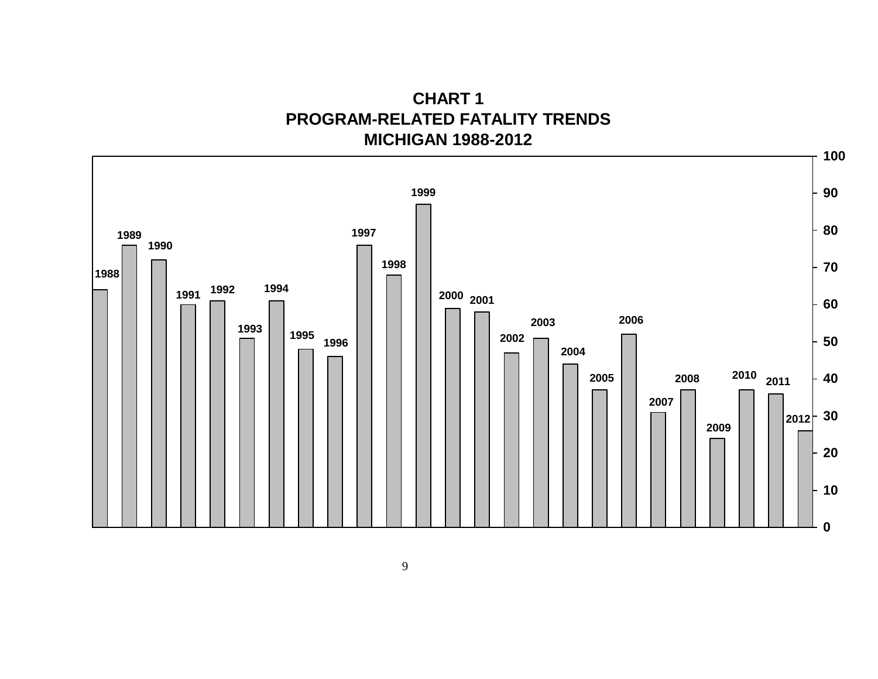# CHART 1
## PROGRAM-RELATED FATALITY TRENDS
## MICHIGAN 1988-2012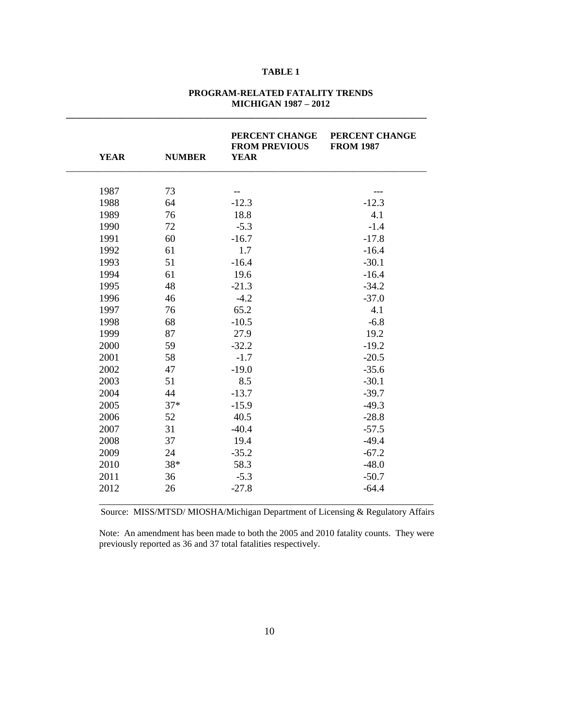**TABLE 1**

**PROGRAM-RELATED FATALITY TRENDS**
**MICHIGAN 1987 – 2012**

| YEAR | NUMBER | PERCENT CHANGE FROM PREVIOUS YEAR | PERCENT CHANGE FROM 1987 |
|---|---|---|---|
| 1987 | 73 | -- | --- |
| 1988 | 64 | -12.3 | -12.3 |
| 1989 | 76 | 18.8 | 4.1 |
| 1990 | 72 | -5.3 | -1.4 |
| 1991 | 60 | -16.7 | -17.8 |
| 1992 | 61 | 1.7 | -16.4 |
| 1993 | 51 | -16.4 | -30.1 |
| 1994 | 61 | 19.6 | -16.4 |
| 1995 | 48 | -21.3 | -34.2 |
| 1996 | 46 | -4.2 | -37.0 |
| 1997 | 76 | 65.2 | 4.1 |
| 1998 | 68 | -10.5 | -6.8 |
| 1999 | 87 | 27.9 | 19.2 |
| 2000 | 59 | -32.2 | -19.2 |
| 2001 | 58 | -1.7 | -20.5 |
| 2002 | 47 | -19.0 | -35.6 |
| 2003 | 51 | 8.5 | -30.1 |
| 2004 | 44 | -13.7 | -39.7 |
| 2005 | 37* | -15.9 | -49.3 |
| 2006 | 52 | 40.5 | -28.8 |
| 2007 | 31 | -40.4 | -57.5 |
| 2008 | 37 | 19.4 | -49.4 |
| 2009 | 24 | -35.2 | -67.2 |
| 2010 | 38* | 58.3 | -48.0 |
| 2011 | 36 | -5.3 | -50.7 |
| 2012 | 26 | -27.8 | -64.4 |

Source: MISS/MTSD/ MIOSHA/Michigan Department of Licensing & Regulatory Affairs

Note: An amendment has been made to both the 2005 and 2010 fatality counts. They were previously reported as 36 and 37 total fatalities respectively.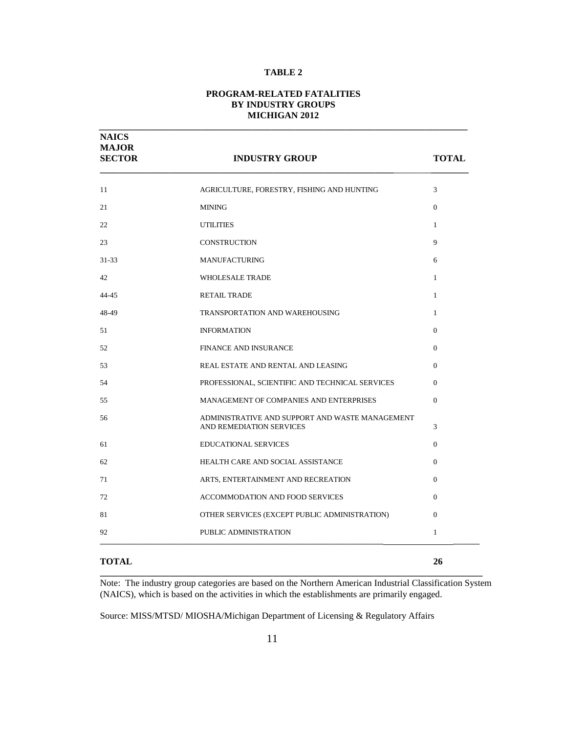**TABLE 2**

**PROGRAM-RELATED FATALITIES**
**BY INDUSTRY GROUPS**
**MICHIGAN 2012**

| NAICS MAJOR SECTOR | INDUSTRY GROUP | TOTAL |
|---|---|---|
| 11 | AGRICULTURE, FORESTRY, FISHING AND HUNTING | 3 |
| 21 | MINING | 0 |
| 22 | UTILITIES | 1 |
| 23 | CONSTRUCTION | 9 |
| 31-33 | MANUFACTURING | 6 |
| 42 | WHOLESALE TRADE | 1 |
| 44-45 | RETAIL TRADE | 1 |
| 48-49 | TRANSPORTATION AND WAREHOUSING | 1 |
| 51 | INFORMATION | 0 |
| 52 | FINANCE AND INSURANCE | 0 |
| 53 | REAL ESTATE AND RENTAL AND LEASING | 0 |
| 54 | PROFESSIONAL, SCIENTIFIC AND TECHNICAL SERVICES | 0 |
| 55 | MANAGEMENT OF COMPANIES AND ENTERPRISES | 0 |
| 56 | ADMINISTRATIVE AND SUPPORT AND WASTE MANAGEMENT AND REMEDIATION SERVICES | 3 |
| 61 | EDUCATIONAL SERVICES | 0 |
| 62 | HEALTH CARE AND SOCIAL ASSISTANCE | 0 |
| 71 | ARTS, ENTERTAINMENT AND RECREATION | 0 |
| 72 | ACCOMMODATION AND FOOD SERVICES | 0 |
| 81 | OTHER SERVICES (EXCEPT PUBLIC ADMINISTRATION) | 0 |
| 92 | PUBLIC ADMINISTRATION | 1 |
| **TOTAL** | | **26** |

Note: The industry group categories are based on the Northern American Industrial Classification System (NAICS), which is based on the activities in which the establishments are primarily engaged.

Source: MISS/MTSD/ MIOSHA/Michigan Department of Licensing & Regulatory Affairs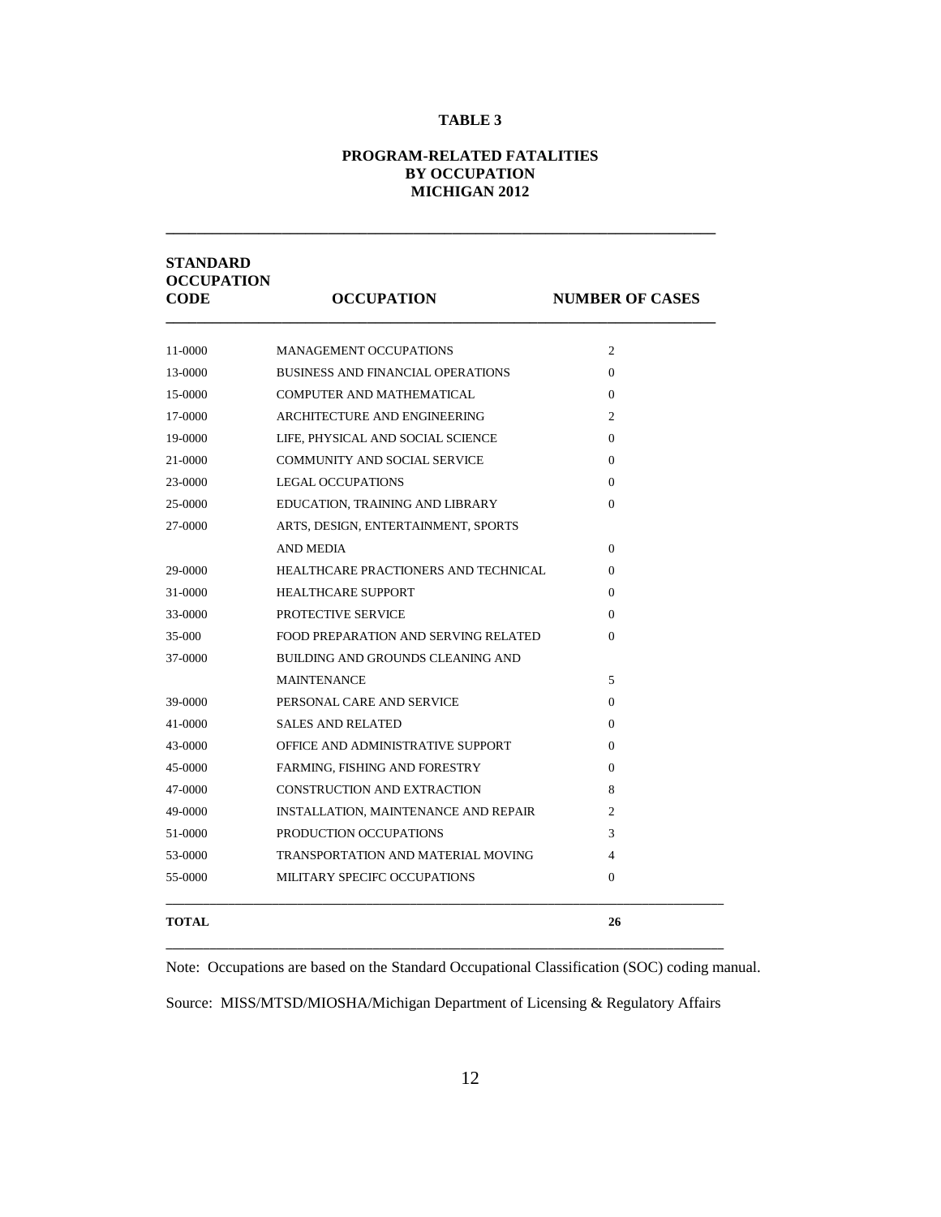**TABLE 3**

**PROGRAM-RELATED FATALITIES**
**BY OCCUPATION**
**MICHIGAN 2012**

| STANDARD OCCUPATION CODE | OCCUPATION | NUMBER OF CASES |
|---|---|---|
| 11-0000 | MANAGEMENT OCCUPATIONS | 2 |
| 13-0000 | BUSINESS AND FINANCIAL OPERATIONS | 0 |
| 15-0000 | COMPUTER AND MATHEMATICAL | 0 |
| 17-0000 | ARCHITECTURE AND ENGINEERING | 2 |
| 19-0000 | LIFE, PHYSICAL AND SOCIAL SCIENCE | 0 |
| 21-0000 | COMMUNITY AND SOCIAL SERVICE | 0 |
| 23-0000 | LEGAL OCCUPATIONS | 0 |
| 25-0000 | EDUCATION, TRAINING AND LIBRARY | 0 |
| 27-0000 | ARTS, DESIGN, ENTERTAINMENT, SPORTS AND MEDIA | 0 |
| 29-0000 | HEALTHCARE PRACTIONERS AND TECHNICAL | 0 |
| 31-0000 | HEALTHCARE SUPPORT | 0 |
| 33-0000 | PROTECTIVE SERVICE | 0 |
| 35-000 | FOOD PREPARATION AND SERVING RELATED | 0 |
| 37-0000 | BUILDING AND GROUNDS CLEANING AND MAINTENANCE | 5 |
| 39-0000 | PERSONAL CARE AND SERVICE | 0 |
| 41-0000 | SALES AND RELATED | 0 |
| 43-0000 | OFFICE AND ADMINISTRATIVE SUPPORT | 0 |
| 45-0000 | FARMING, FISHING AND FORESTRY | 0 |
| 47-0000 | CONSTRUCTION AND EXTRACTION | 8 |
| 49-0000 | INSTALLATION, MAINTENANCE AND REPAIR | 2 |
| 51-0000 | PRODUCTION OCCUPATIONS | 3 |
| 53-0000 | TRANSPORTATION AND MATERIAL MOVING | 4 |
| 55-0000 | MILITARY SPECIFC OCCUPATIONS | 0 |
| **TOTAL** | | **26** |

Note: Occupations are based on the Standard Occupational Classification (SOC) coding manual.

Source: MISS/MTSD/MIOSHA/Michigan Department of Licensing & Regulatory Affairs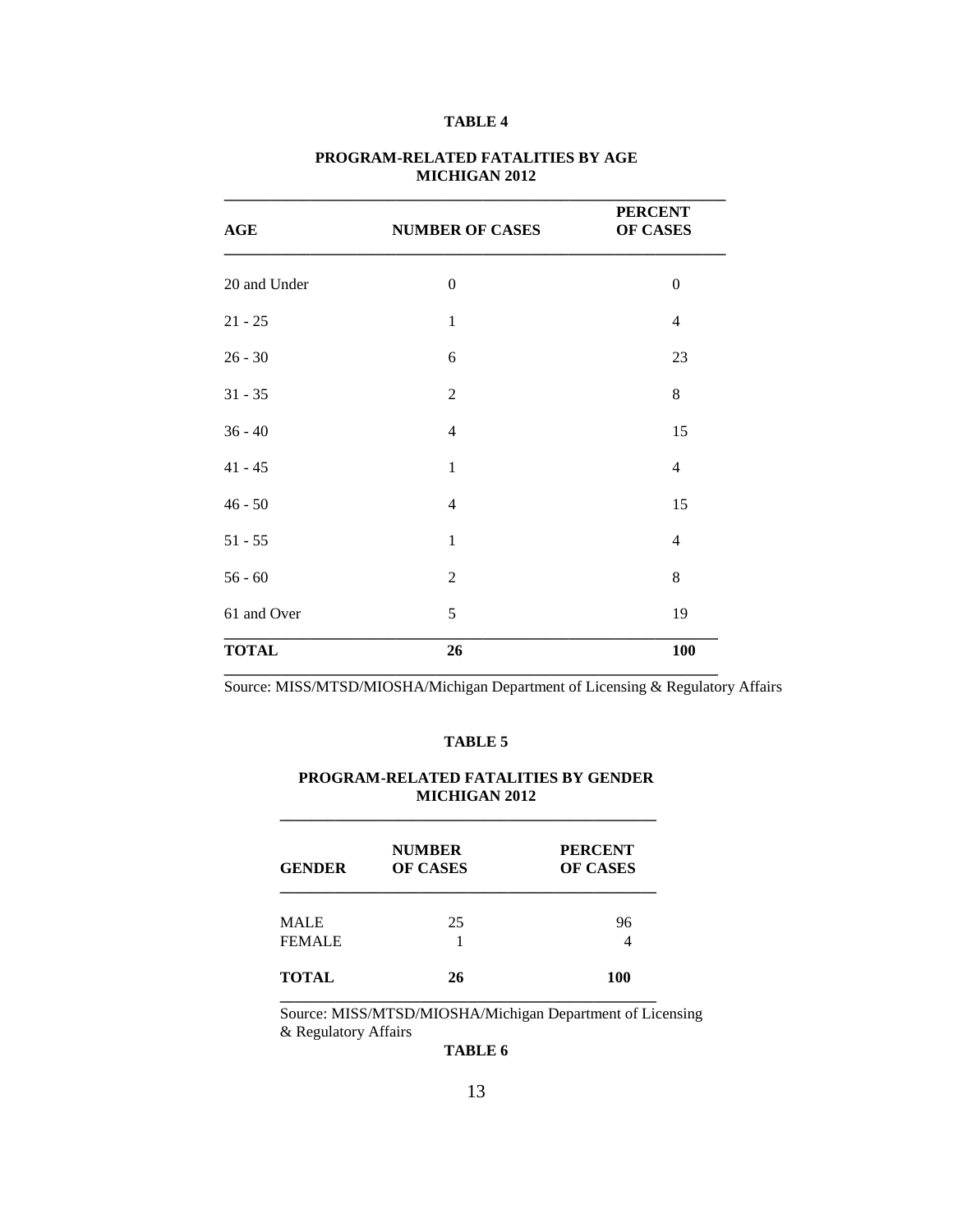**TABLE 4**

**PROGRAM-RELATED FATALITIES BY AGE**
**MICHIGAN 2012**

| AGE | NUMBER OF CASES | PERCENT OF CASES |
|---|---|---|
| 20 and Under | 0 | 0 |
| 21 - 25 | 1 | 4 |
| 26 - 30 | 6 | 23 |
| 31 - 35 | 2 | 8 |
| 36 - 40 | 4 | 15 |
| 41 - 45 | 1 | 4 |
| 46 - 50 | 4 | 15 |
| 51 - 55 | 1 | 4 |
| 56 - 60 | 2 | 8 |
| 61 and Over | 5 | 19 |
| **TOTAL** | **26** | **100** |

Source: MISS/MTSD/MIOSHA/Michigan Department of Licensing & Regulatory Affairs

**TABLE 5**

**PROGRAM-RELATED FATALITIES BY GENDER**
**MICHIGAN 2012**

| GENDER | NUMBER OF CASES | PERCENT OF CASES |
|---|---|---|
| MALE | 25 | 96 |
| FEMALE | 1 | 4 |
| **TOTAL** | **26** | **100** |

Source: MISS/MTSD/MIOSHA/Michigan Department of Licensing & Regulatory Affairs

**TABLE 6**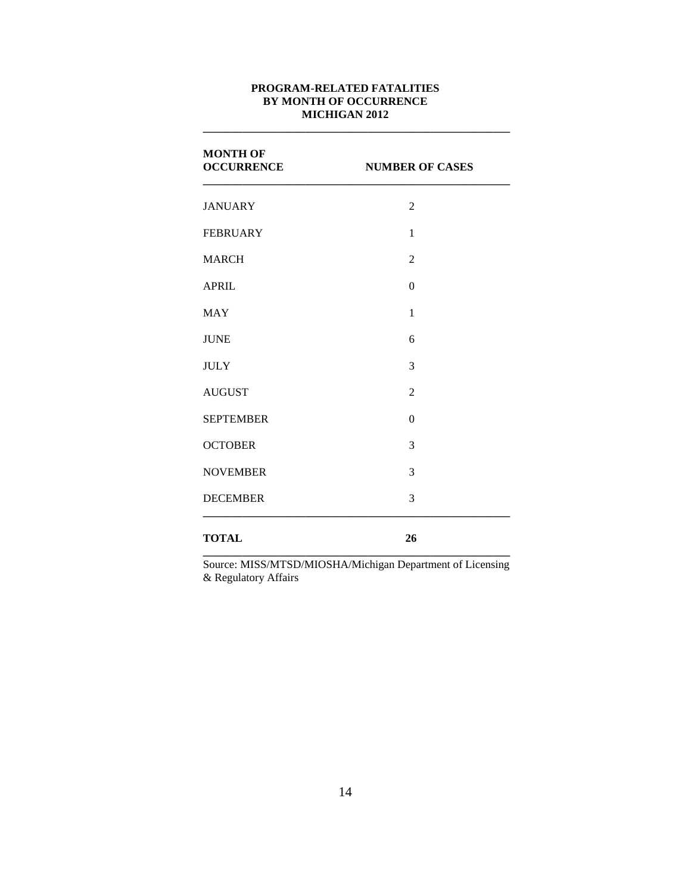**PROGRAM-RELATED FATALITIES**
**BY MONTH OF OCCURRENCE**
**MICHIGAN 2012**

| MONTH OF OCCURRENCE | NUMBER OF CASES |
|---|---|
| JANUARY | 2 |
| FEBRUARY | 1 |
| MARCH | 2 |
| APRIL | 0 |
| MAY | 1 |
| JUNE | 6 |
| JULY | 3 |
| AUGUST | 2 |
| SEPTEMBER | 0 |
| OCTOBER | 3 |
| NOVEMBER | 3 |
| DECEMBER | 3 |
| **TOTAL** | **26** |

Source: MISS/MTSD/MIOSHA/Michigan Department of Licensing & Regulatory Affairs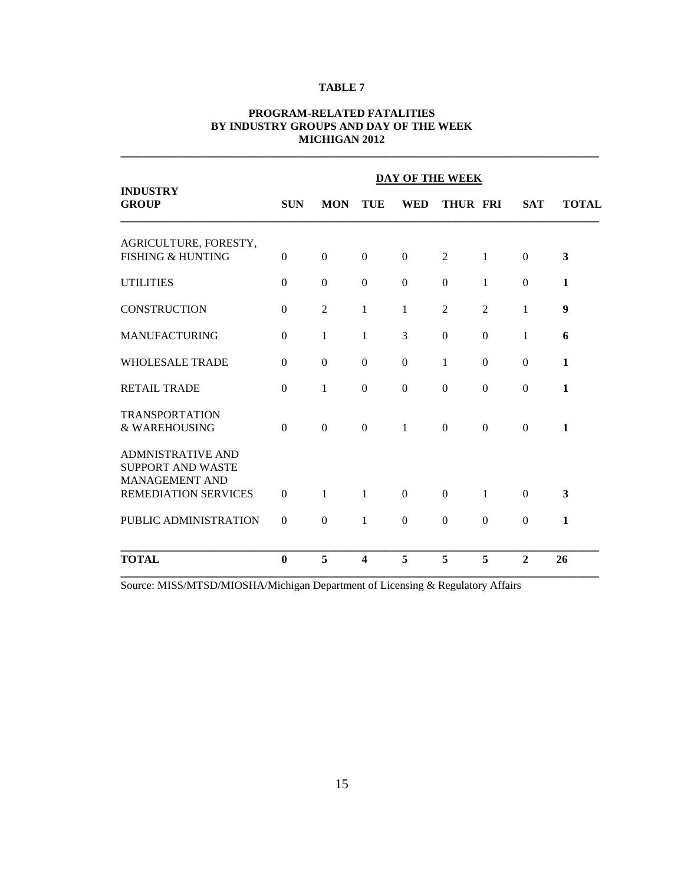**TABLE 7**

**PROGRAM-RELATED FATALITIES BY INDUSTRY GROUPS AND DAY OF THE WEEK MICHIGAN 2012**

| INDUSTRY GROUP | DAY OF THE WEEK | | | | | | | |
|---|---|---|---|---|---|---|---|---|
| | **SUN** | **MON** | **TUE** | **WED** | **THUR** | **FRI** | **SAT** | **TOTAL** |
| AGRICULTURE, FORESTY, FISHING & HUNTING | 0 | 0 | 0 | 0 | 2 | 1 | 0 | **3** |
| UTILITIES | 0 | 0 | 0 | 0 | 0 | 1 | 0 | **1** |
| CONSTRUCTION | 0 | 2 | 1 | 1 | 2 | 2 | 1 | **9** |
| MANUFACTURING | 0 | 1 | 1 | 3 | 0 | 0 | 1 | **6** |
| WHOLESALE TRADE | 0 | 0 | 0 | 0 | 1 | 0 | 0 | **1** |
| RETAIL TRADE | 0 | 1 | 0 | 0 | 0 | 0 | 0 | **1** |
| TRANSPORTATION & WAREHOUSING | 0 | 0 | 0 | 1 | 0 | 0 | 0 | **1** |
| ADMNISTRATIVE AND SUPPORT AND WASTE MANAGEMENT AND REMEDIATION SERVICES | 0 | 1 | 1 | 0 | 0 | 1 | 0 | **3** |
| PUBLIC ADMINISTRATION | 0 | 0 | 1 | 0 | 0 | 0 | 0 | **1** |
| **TOTAL** | **0** | **5** | **4** | **5** | **5** | **5** | **2** | **26** |

Source: MISS/MTSD/MIOSHA/Michigan Department of Licensing & Regulatory Affairs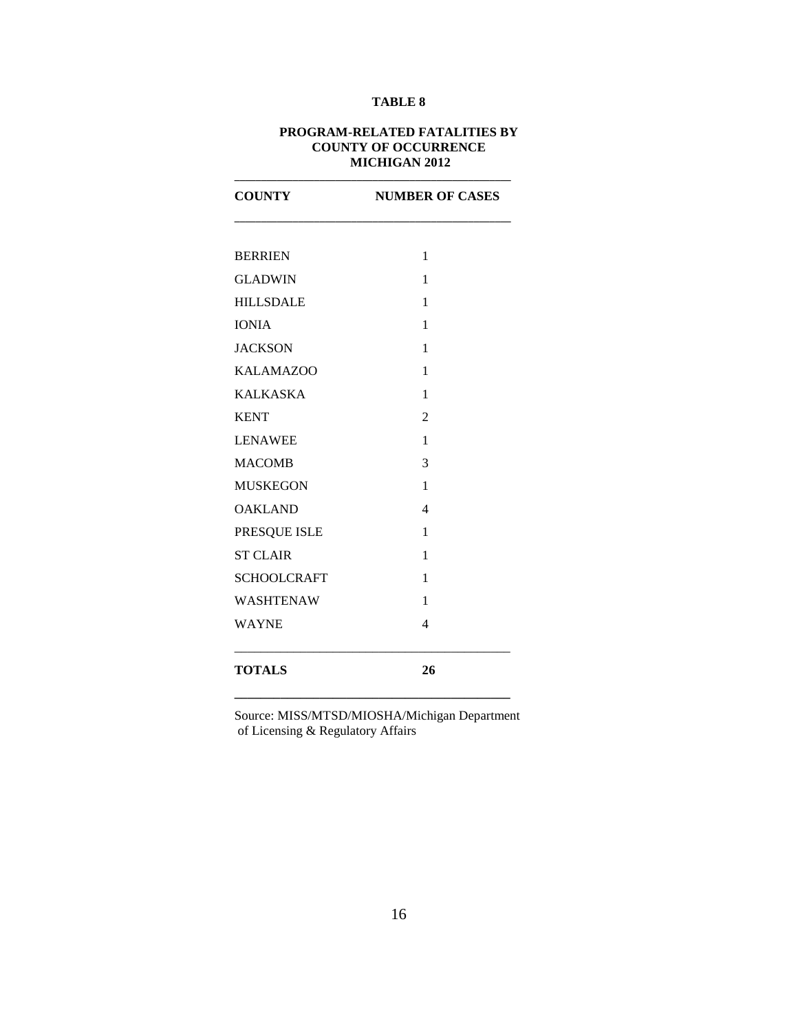**TABLE 8**

**PROGRAM-RELATED FATALITIES BY COUNTY OF OCCURRENCE MICHIGAN 2012**

| COUNTY | NUMBER OF CASES |
|---|---|
| BERRIEN | 1 |
| GLADWIN | 1 |
| HILLSDALE | 1 |
| IONIA | 1 |
| JACKSON | 1 |
| KALAMAZOO | 1 |
| KALKASKA | 1 |
| KENT | 2 |
| LENAWEE | 1 |
| MACOMB | 3 |
| MUSKEGON | 1 |
| OAKLAND | 4 |
| PRESQUE ISLE | 1 |
| ST CLAIR | 1 |
| SCHOOLCRAFT | 1 |
| WASHTENAW | 1 |
| WAYNE | 4 |
| **TOTALS** | **26** |

Source: MISS/MTSD/MIOSHA/Michigan Department of Licensing & Regulatory Affairs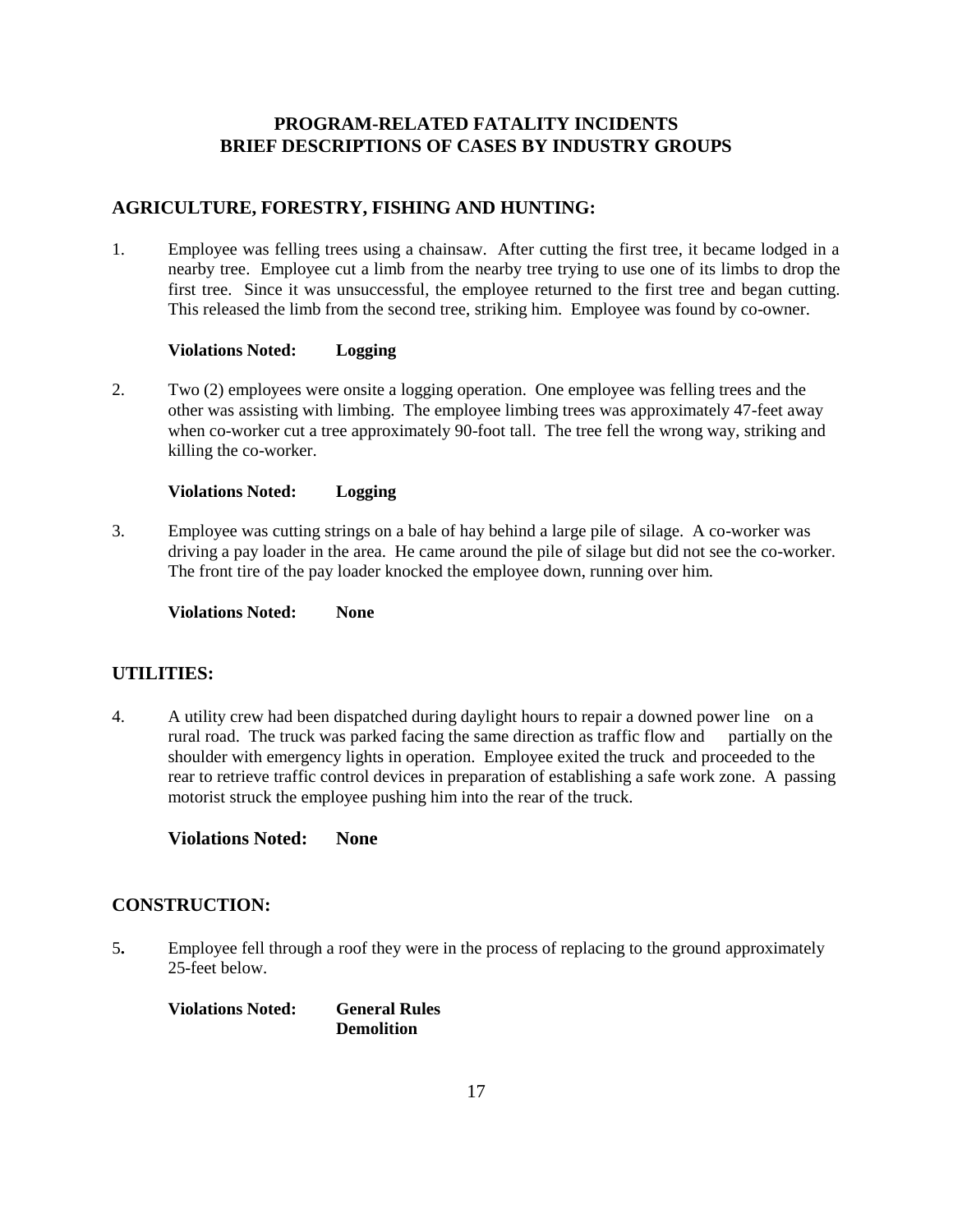# PROGRAM-RELATED FATALITY INCIDENTS
# BRIEF DESCRIPTIONS OF CASES BY INDUSTRY GROUPS

## AGRICULTURE, FORESTRY, FISHING AND HUNTING:

1. Employee was felling trees using a chainsaw. After cutting the first tree, it became lodged in a nearby tree. Employee cut a limb from the nearby tree trying to use one of its limbs to drop the first tree. Since it was unsuccessful, the employee returned to the first tree and began cutting. This released the limb from the second tree, striking him. Employee was found by co-owner.

   **Violations Noted: Logging**

2. Two (2) employees were onsite a logging operation. One employee was felling trees and the other was assisting with limbing. The employee limbing trees was approximately 47-feet away when co-worker cut a tree approximately 90-foot tall. The tree fell the wrong way, striking and killing the co-worker.

   **Violations Noted: Logging**

3. Employee was cutting strings on a bale of hay behind a large pile of silage. A co-worker was driving a pay loader in the area. He came around the pile of silage but did not see the co-worker. The front tire of the pay loader knocked the employee down, running over him.

   **Violations Noted: None**

## UTILITIES:

4. A utility crew had been dispatched during daylight hours to repair a downed power line on a rural road. The truck was parked facing the same direction as traffic flow and partially on the shoulder with emergency lights in operation. Employee exited the truck and proceeded to the rear to retrieve traffic control devices in preparation of establishing a safe work zone. A passing motorist struck the employee pushing him into the rear of the truck.

   **Violations Noted: None**

## CONSTRUCTION:

5. Employee fell through a roof they were in the process of replacing to the ground approximately 25-feet below.

   **Violations Noted: General Rules**
   **Demolition**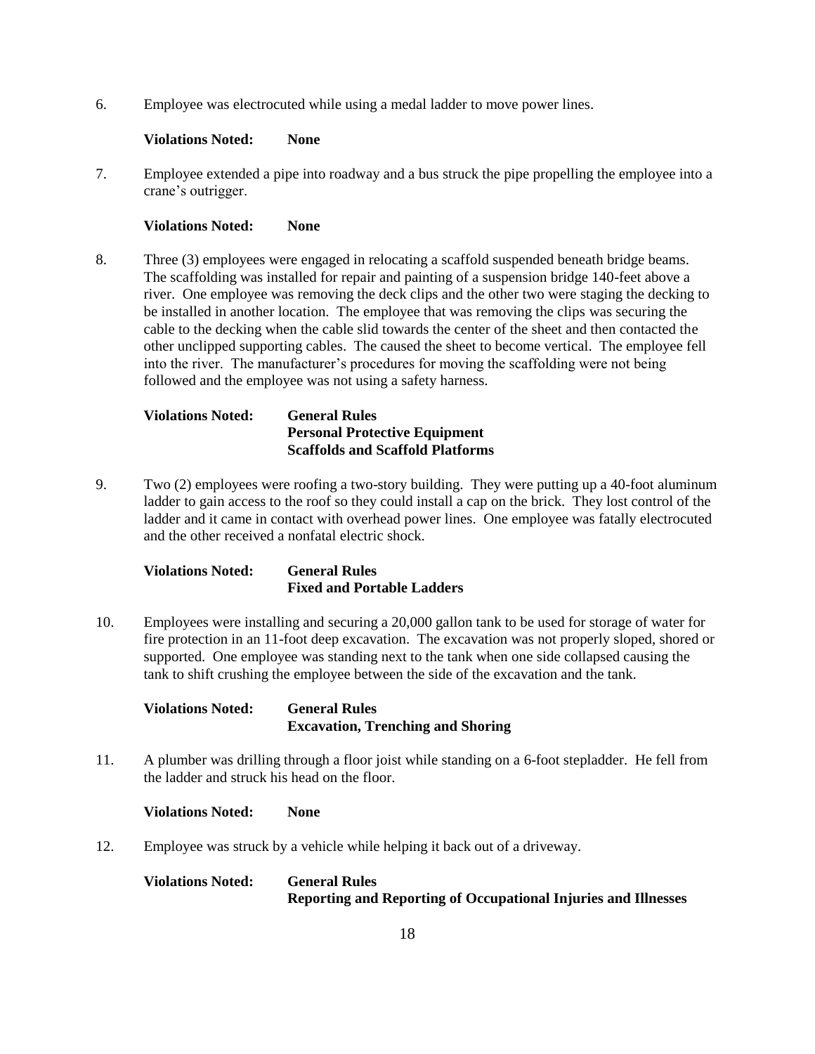6. Employee was electrocuted while using a medal ladder to move power lines.

   **Violations Noted: None**

7. Employee extended a pipe into roadway and a bus struck the pipe propelling the employee into a crane's outrigger.

   **Violations Noted: None**

8. Three (3) employees were engaged in relocating a scaffold suspended beneath bridge beams. The scaffolding was installed for repair and painting of a suspension bridge 140-feet above a river. One employee was removing the deck clips and the other two were staging the decking to be installed in another location. The employee that was removing the clips was securing the cable to the decking when the cable slid towards the center of the sheet and then contacted the other unclipped supporting cables. The caused the sheet to become vertical. The employee fell into the river. The manufacturer's procedures for moving the scaffolding were not being followed and the employee was not using a safety harness.

   **Violations Noted: General Rules**
   **Personal Protective Equipment**
   **Scaffolds and Scaffold Platforms**

9. Two (2) employees were roofing a two-story building. They were putting up a 40-foot aluminum ladder to gain access to the roof so they could install a cap on the brick. They lost control of the ladder and it came in contact with overhead power lines. One employee was fatally electrocuted and the other received a nonfatal electric shock.

   **Violations Noted: General Rules**
   **Fixed and Portable Ladders**

10. Employees were installing and securing a 20,000 gallon tank to be used for storage of water for fire protection in an 11-foot deep excavation. The excavation was not properly sloped, shored or supported. One employee was standing next to the tank when one side collapsed causing the tank to shift crushing the employee between the side of the excavation and the tank.

    **Violations Noted: General Rules**
    **Excavation, Trenching and Shoring**

11. A plumber was drilling through a floor joist while standing on a 6-foot stepladder. He fell from the ladder and struck his head on the floor.

    **Violations Noted: None**

12. Employee was struck by a vehicle while helping it back out of a driveway.

    **Violations Noted: General Rules**
    **Reporting and Reporting of Occupational Injuries and Illnesses**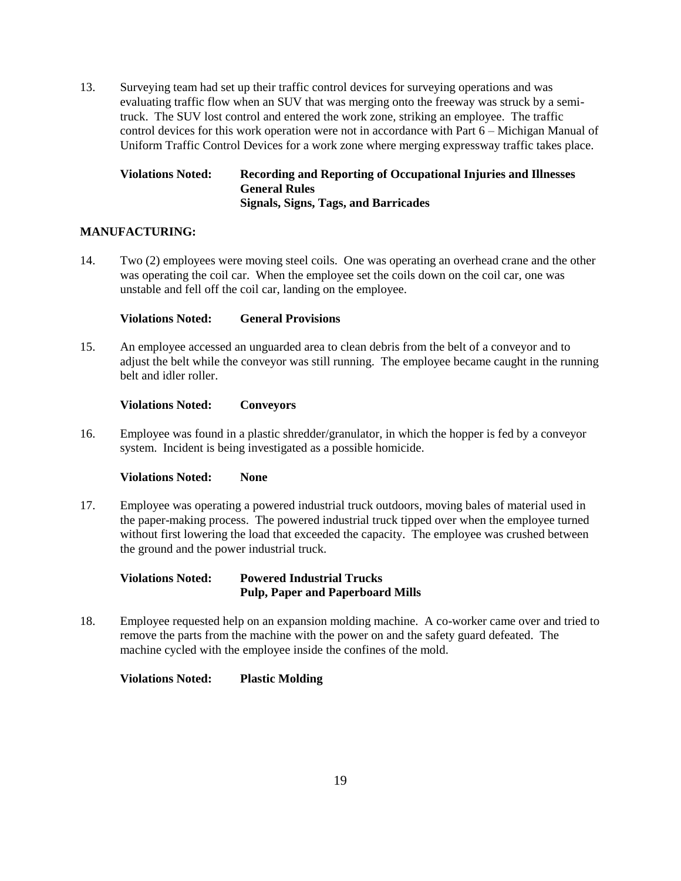13. Surveying team had set up their traffic control devices for surveying operations and was evaluating traffic flow when an SUV that was merging onto the freeway was struck by a semi-truck. The SUV lost control and entered the work zone, striking an employee. The traffic control devices for this work operation were not in accordance with Part 6 – Michigan Manual of Uniform Traffic Control Devices for a work zone where merging expressway traffic takes place.

    **Violations Noted:** **Recording and Reporting of Occupational Injuries and Illnesses**
    **General Rules**
    **Signals, Signs, Tags, and Barricades**

**MANUFACTURING:**

14. Two (2) employees were moving steel coils. One was operating an overhead crane and the other was operating the coil car. When the employee set the coils down on the coil car, one was unstable and fell off the coil car, landing on the employee.

    **Violations Noted:** **General Provisions**

15. An employee accessed an unguarded area to clean debris from the belt of a conveyor and to adjust the belt while the conveyor was still running. The employee became caught in the running belt and idler roller.

    **Violations Noted:** **Conveyors**

16. Employee was found in a plastic shredder/granulator, in which the hopper is fed by a conveyor system. Incident is being investigated as a possible homicide.

    **Violations Noted:** **None**

17. Employee was operating a powered industrial truck outdoors, moving bales of material used in the paper-making process. The powered industrial truck tipped over when the employee turned without first lowering the load that exceeded the capacity. The employee was crushed between the ground and the power industrial truck.

    **Violations Noted:** **Powered Industrial Trucks**
    **Pulp, Paper and Paperboard Mills**

18. Employee requested help on an expansion molding machine. A co-worker came over and tried to remove the parts from the machine with the power on and the safety guard defeated. The machine cycled with the employee inside the confines of the mold.

    **Violations Noted:** **Plastic Molding**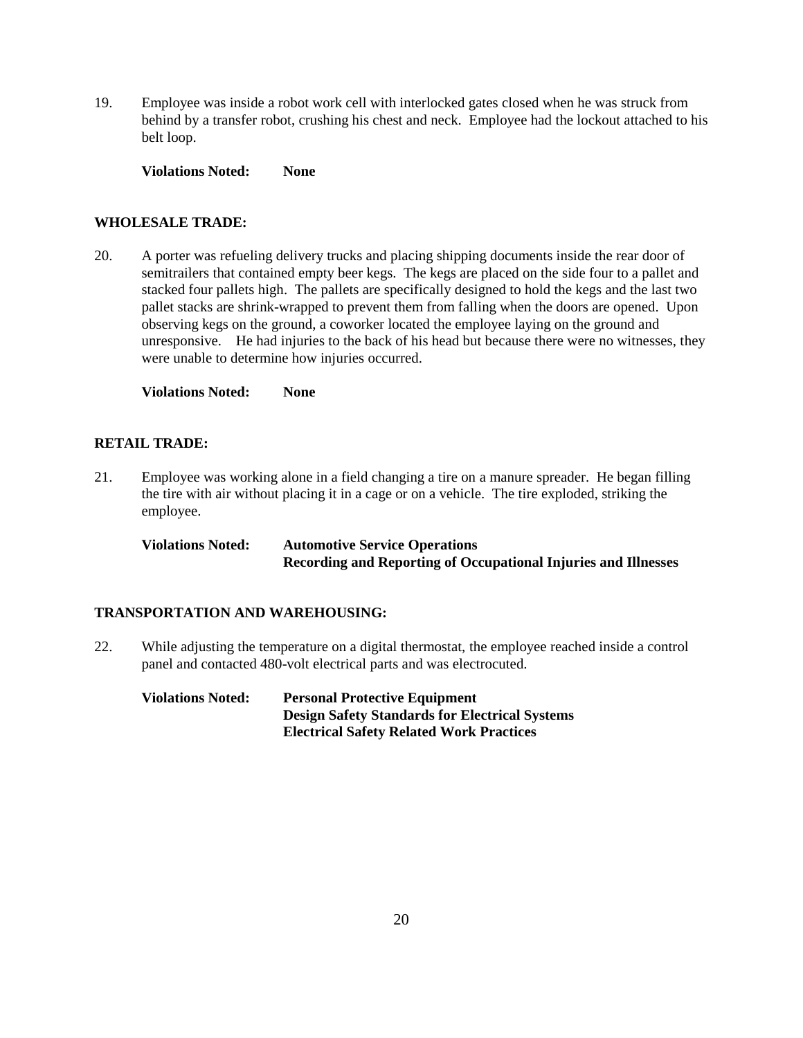19. Employee was inside a robot work cell with interlocked gates closed when he was struck from behind by a transfer robot, crushing his chest and neck. Employee had the lockout attached to his belt loop.

    **Violations Noted:** **None**

**WHOLESALE TRADE:**

20. A porter was refueling delivery trucks and placing shipping documents inside the rear door of semitrailers that contained empty beer kegs. The kegs are placed on the side four to a pallet and stacked four pallets high. The pallets are specifically designed to hold the kegs and the last two pallet stacks are shrink-wrapped to prevent them from falling when the doors are opened. Upon observing kegs on the ground, a coworker located the employee laying on the ground and unresponsive. He had injuries to the back of his head but because there were no witnesses, they were unable to determine how injuries occurred.

    **Violations Noted:** **None**

**RETAIL TRADE:**

21. Employee was working alone in a field changing a tire on a manure spreader. He began filling the tire with air without placing it in a cage or on a vehicle. The tire exploded, striking the employee.

    **Violations Noted:** **Automotive Service Operations**
    **Recording and Reporting of Occupational Injuries and Illnesses**

**TRANSPORTATION AND WAREHOUSING:**

22. While adjusting the temperature on a digital thermostat, the employee reached inside a control panel and contacted 480-volt electrical parts and was electrocuted.

    **Violations Noted:** **Personal Protective Equipment**
    **Design Safety Standards for Electrical Systems**
    **Electrical Safety Related Work Practices**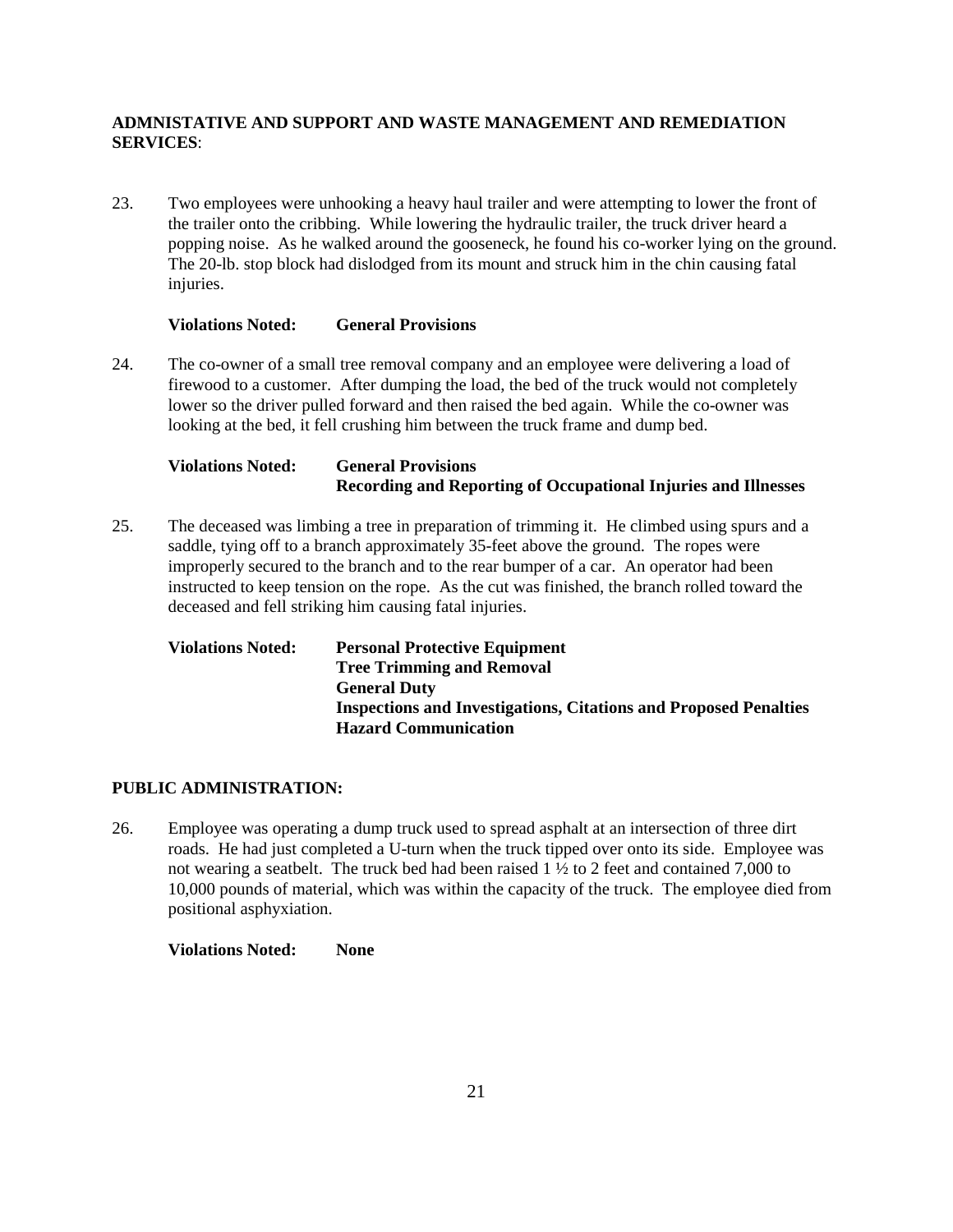**ADMNISTATIVE AND SUPPORT AND WASTE MANAGEMENT AND REMEDIATION SERVICES**:

23. Two employees were unhooking a heavy haul trailer and were attempting to lower the front of the trailer onto the cribbing. While lowering the hydraulic trailer, the truck driver heard a popping noise. As he walked around the gooseneck, he found his co-worker lying on the ground. The 20-lb. stop block had dislodged from its mount and struck him in the chin causing fatal injuries.

    **Violations Noted:** **General Provisions**

24. The co-owner of a small tree removal company and an employee were delivering a load of firewood to a customer. After dumping the load, the bed of the truck would not completely lower so the driver pulled forward and then raised the bed again. While the co-owner was looking at the bed, it fell crushing him between the truck frame and dump bed.

    **Violations Noted:** **General Provisions**
    **Recording and Reporting of Occupational Injuries and Illnesses**

25. The deceased was limbing a tree in preparation of trimming it. He climbed using spurs and a saddle, tying off to a branch approximately 35-feet above the ground. The ropes were improperly secured to the branch and to the rear bumper of a car. An operator had been instructed to keep tension on the rope. As the cut was finished, the branch rolled toward the deceased and fell striking him causing fatal injuries.

    **Violations Noted:** **Personal Protective Equipment**
    **Tree Trimming and Removal**
    **General Duty**
    **Inspections and Investigations, Citations and Proposed Penalties**
    **Hazard Communication**

**PUBLIC ADMINISTRATION:**

26. Employee was operating a dump truck used to spread asphalt at an intersection of three dirt roads. He had just completed a U-turn when the truck tipped over onto its side. Employee was not wearing a seatbelt. The truck bed had been raised 1 ½ to 2 feet and contained 7,000 to 10,000 pounds of material, which was within the capacity of the truck. The employee died from positional asphyxiation.

    **Violations Noted:** **None**